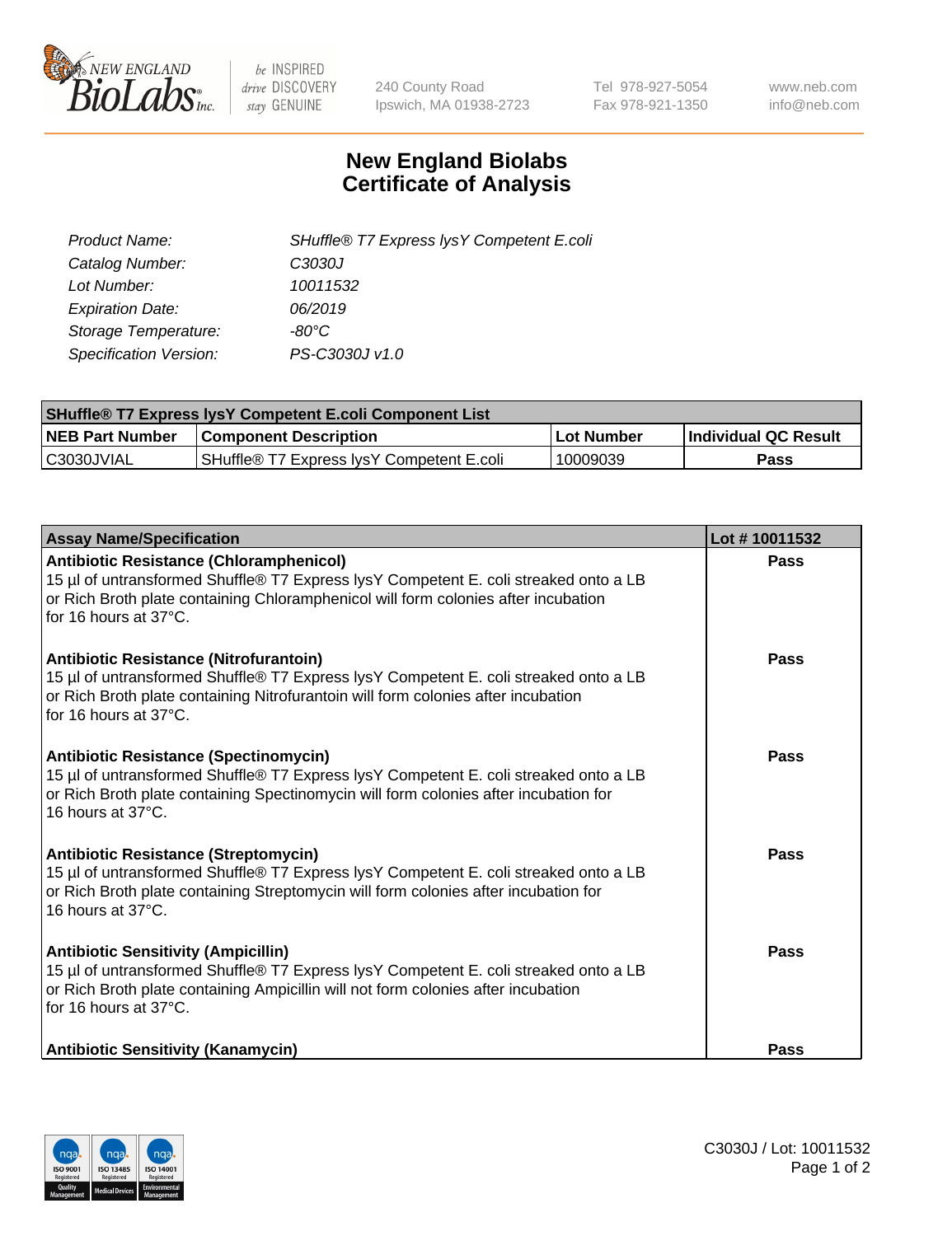# New England Biolabs Certificate of Analysis

| | |
|---|---|
| *Product Name:* | *SHuffle® T7 Express lysY Competent E.coli* |
| *Catalog Number:* | *C3030J* |
| *Lot Number:* | *10011532* |
| *Expiration Date:* | *06/2019* |
| *Storage Temperature:* | *-80°C* |
| *Specification Version:* | *PS-C3030J v1.0* |

| SHuffle® T7 Express lysY Competent E.coli Component List | | | |
|---|---|---|---|
| **NEB Part Number** | **Component Description** | **Lot Number** | **Individual QC Result** |
| C3030JVIAL | SHuffle® T7 Express lysY Competent E.coli | 10009039 | **Pass** |

| Assay Name/Specification | Lot # 10011532 |
|---|---|
| **Antibiotic Resistance (Chloramphenicol)**<br>15 µl of untransformed Shuffle® T7 Express lysY Competent E. coli streaked onto a LB or Rich Broth plate containing Chloramphenicol will form colonies after incubation for 16 hours at 37°C. | **Pass** |
| **Antibiotic Resistance (Nitrofurantoin)**<br>15 µl of untransformed Shuffle® T7 Express lysY Competent E. coli streaked onto a LB or Rich Broth plate containing Nitrofurantoin will form colonies after incubation for 16 hours at 37°C. | **Pass** |
| **Antibiotic Resistance (Spectinomycin)**<br>15 µl of untransformed Shuffle® T7 Express lysY Competent E. coli streaked onto a LB or Rich Broth plate containing Spectinomycin will form colonies after incubation for 16 hours at 37°C. | **Pass** |
| **Antibiotic Resistance (Streptomycin)**<br>15 µl of untransformed Shuffle® T7 Express lysY Competent E. coli streaked onto a LB or Rich Broth plate containing Streptomycin will form colonies after incubation for 16 hours at 37°C. | **Pass** |
| **Antibiotic Sensitivity (Ampicillin)**<br>15 µl of untransformed Shuffle® T7 Express lysY Competent E. coli streaked onto a LB or Rich Broth plate containing Ampicillin will not form colonies after incubation for 16 hours at 37°C. | **Pass** |
| **Antibiotic Sensitivity (Kanamycin)** | **Pass** |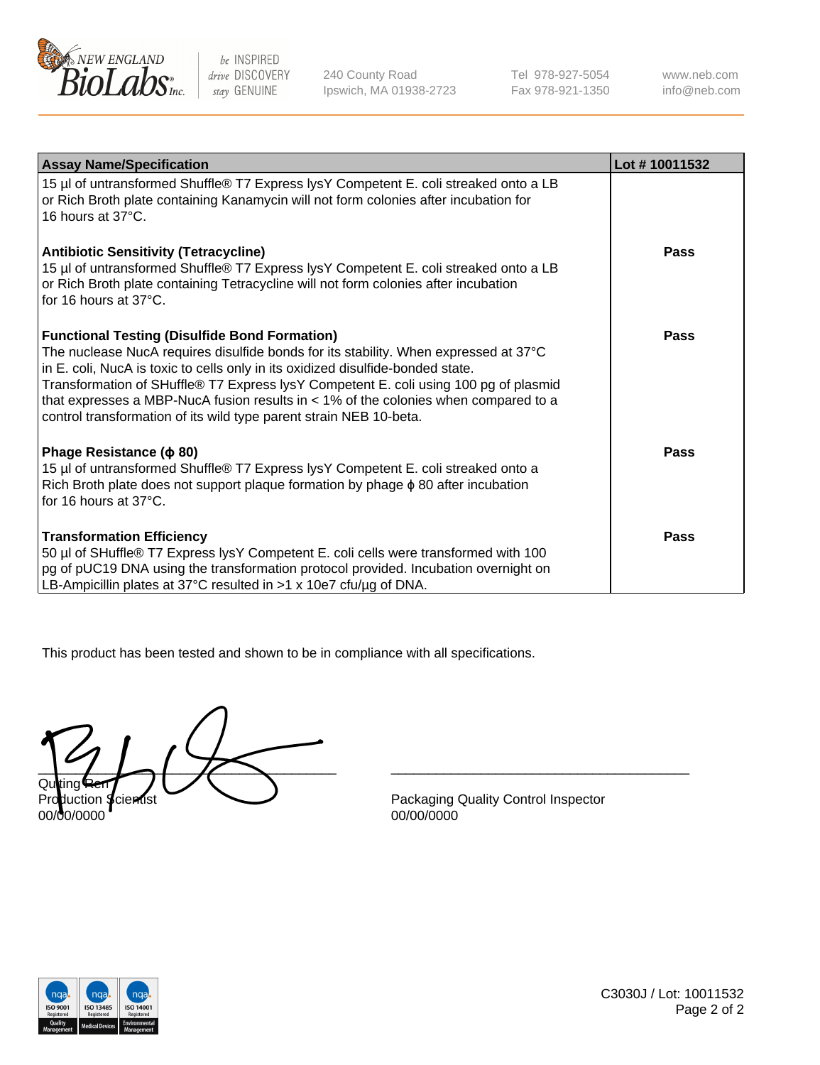| Assay Name/Specification | Lot # 10011532 |
| --- | --- |
| 15 µl of untransformed Shuffle® T7 Express lysY Competent E. coli streaked onto a LB or Rich Broth plate containing Kanamycin will not form colonies after incubation for 16 hours at 37°C. | |
| **Antibiotic Sensitivity (Tetracycline)**<br>15 µl of untransformed Shuffle® T7 Express lysY Competent E. coli streaked onto a LB or Rich Broth plate containing Tetracycline will not form colonies after incubation for 16 hours at 37°C. | **Pass** |
| **Functional Testing (Disulfide Bond Formation)**<br>The nuclease NucA requires disulfide bonds for its stability. When expressed at 37°C in E. coli, NucA is toxic to cells only in its oxidized disulfide-bonded state. Transformation of SHuffle® T7 Express lysY Competent E. coli using 100 pg of plasmid that expresses a MBP-NucA fusion results in < 1% of the colonies when compared to a control transformation of its wild type parent strain NEB 10-beta. | **Pass** |
| **Phage Resistance (ϕ 80)**<br>15 µl of untransformed Shuffle® T7 Express lysY Competent E. coli streaked onto a Rich Broth plate does not support plaque formation by phage ϕ 80 after incubation for 16 hours at 37°C. | **Pass** |
| **Transformation Efficiency**<br>50 µl of SHuffle® T7 Express lysY Competent E. coli cells were transformed with 100 pg of pUC19 DNA using the transformation protocol provided. Incubation overnight on LB-Ampicillin plates at 37°C resulted in >1 x 10e7 cfu/µg of DNA. | **Pass** |

This product has been tested and shown to be in compliance with all specifications.

Quiting Ren
Production Scientist
00/00/0000

Packaging Quality Control Inspector
00/00/0000

C3030J / Lot: 10011532